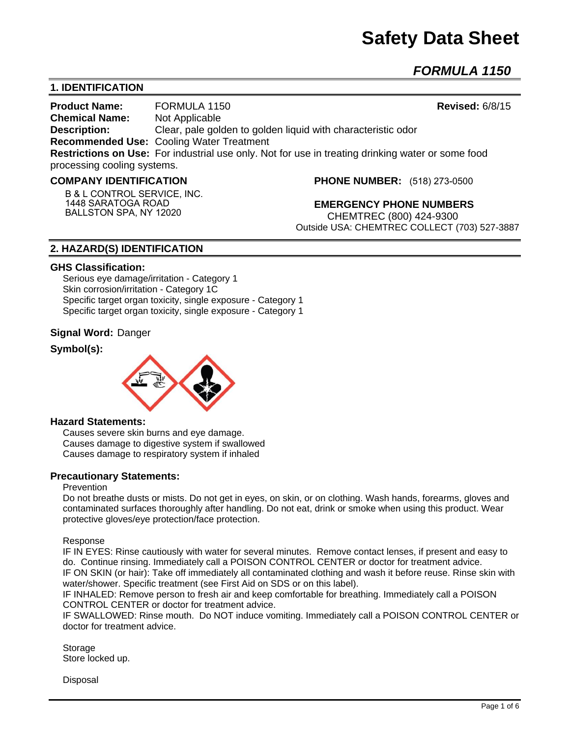# Safety Data Sheet

## *FORMULA 1150*

## 1. IDENTIFICATION

**Product Name:** FORMULA 1150 **Revised:** 6/8/15
**Chemical Name:** Not Applicable
**Description:** Clear, pale golden to golden liquid with characteristic odor
**Recommended Use:** Cooling Water Treatment
**Restrictions on Use:** For industrial use only. Not for use in treating drinking water or some food processing cooling systems.

**COMPANY IDENTIFICATION**

B & L CONTROL SERVICE, INC.
1448 SARATOGA ROAD
BALLSTON SPA, NY 12020

**PHONE NUMBER:** (518) 273-0500

**EMERGENCY PHONE NUMBERS**
CHEMTREC (800) 424-9300
Outside USA: CHEMTREC COLLECT (703) 527-3887

## 2. HAZARD(S) IDENTIFICATION

**GHS Classification:**

Serious eye damage/irritation - Category 1
Skin corrosion/irritation - Category 1C
Specific target organ toxicity, single exposure - Category 1
Specific target organ toxicity, single exposure - Category 1

**Signal Word:** Danger

**Symbol(s):**

**Hazard Statements:**

Causes severe skin burns and eye damage.
Causes damage to digestive system if swallowed
Causes damage to respiratory system if inhaled

**Precautionary Statements:**

Prevention

Do not breathe dusts or mists. Do not get in eyes, on skin, or on clothing. Wash hands, forearms, gloves and contaminated surfaces thoroughly after handling. Do not eat, drink or smoke when using this product. Wear protective gloves/eye protection/face protection.

Response

IF IN EYES: Rinse cautiously with water for several minutes. Remove contact lenses, if present and easy to do. Continue rinsing. Immediately call a POISON CONTROL CENTER or doctor for treatment advice.
IF ON SKIN (or hair): Take off immediately all contaminated clothing and wash it before reuse. Rinse skin with water/shower. Specific treatment (see First Aid on SDS or on this label).
IF INHALED: Remove person to fresh air and keep comfortable for breathing. Immediately call a POISON CONTROL CENTER or doctor for treatment advice.
IF SWALLOWED: Rinse mouth. Do NOT induce vomiting. Immediately call a POISON CONTROL CENTER or doctor for treatment advice.

Storage

Store locked up.

Disposal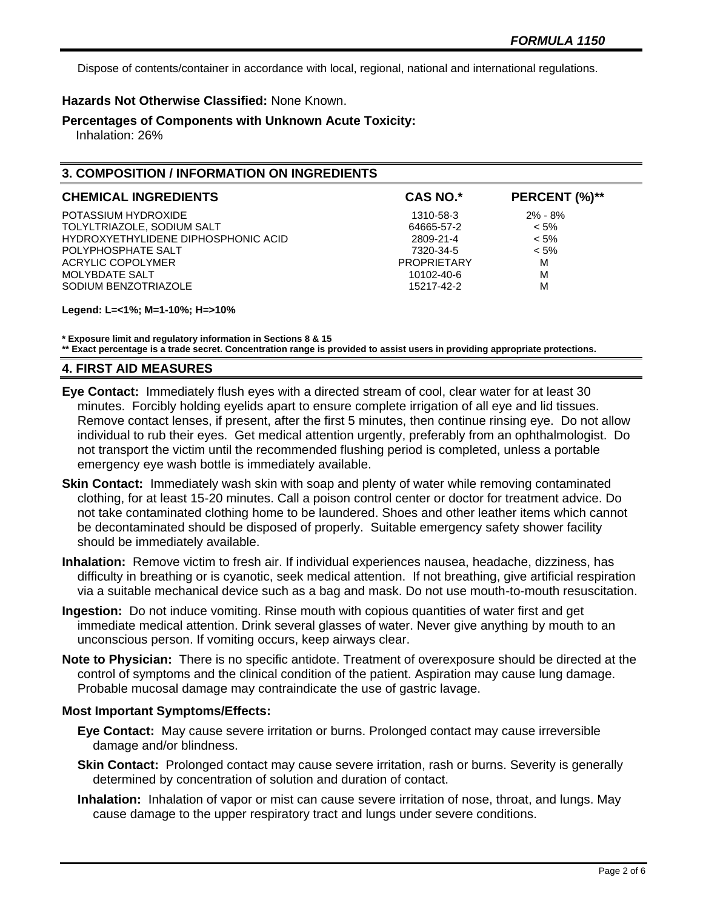Dispose of contents/container in accordance with local, regional, national and international regulations.

**Hazards Not Otherwise Classified:** None Known.

**Percentages of Components with Unknown Acute Toxicity:**
Inhalation: 26%

## 3. COMPOSITION / INFORMATION ON INGREDIENTS

| CHEMICAL INGREDIENTS | CAS NO.* | PERCENT (%)** |
|---|---|---|
| POTASSIUM HYDROXIDE | 1310-58-3 | 2% - 8% |
| TOLYLTRIAZOLE, SODIUM SALT | 64665-57-2 | < 5% |
| HYDROXYETHYLIDENE DIPHOSPHONIC ACID | 2809-21-4 | < 5% |
| POLYPHOSPHATE SALT | 7320-34-5 | < 5% |
| ACRYLIC COPOLYMER | PROPRIETARY | M |
| MOLYBDATE SALT | 10102-40-6 | M |
| SODIUM BENZOTRIAZOLE | 15217-42-2 | M |

**Legend: L=<1%; M=1-10%; H=>10%**

**\* Exposure limit and regulatory information in Sections 8 & 15**
**\*\* Exact percentage is a trade secret. Concentration range is provided to assist users in providing appropriate protections.**

## 4. FIRST AID MEASURES

**Eye Contact:** Immediately flush eyes with a directed stream of cool, clear water for at least 30 minutes. Forcibly holding eyelids apart to ensure complete irrigation of all eye and lid tissues. Remove contact lenses, if present, after the first 5 minutes, then continue rinsing eye. Do not allow individual to rub their eyes. Get medical attention urgently, preferably from an ophthalmologist. Do not transport the victim until the recommended flushing period is completed, unless a portable emergency eye wash bottle is immediately available.

**Skin Contact:** Immediately wash skin with soap and plenty of water while removing contaminated clothing, for at least 15-20 minutes. Call a poison control center or doctor for treatment advice. Do not take contaminated clothing home to be laundered. Shoes and other leather items which cannot be decontaminated should be disposed of properly. Suitable emergency safety shower facility should be immediately available.

**Inhalation:** Remove victim to fresh air. If individual experiences nausea, headache, dizziness, has difficulty in breathing or is cyanotic, seek medical attention. If not breathing, give artificial respiration via a suitable mechanical device such as a bag and mask. Do not use mouth-to-mouth resuscitation.

**Ingestion:** Do not induce vomiting. Rinse mouth with copious quantities of water first and get immediate medical attention. Drink several glasses of water. Never give anything by mouth to an unconscious person. If vomiting occurs, keep airways clear.

**Note to Physician:** There is no specific antidote. Treatment of overexposure should be directed at the control of symptoms and the clinical condition of the patient. Aspiration may cause lung damage. Probable mucosal damage may contraindicate the use of gastric lavage.

### Most Important Symptoms/Effects:

**Eye Contact:** May cause severe irritation or burns. Prolonged contact may cause irreversible damage and/or blindness.

**Skin Contact:** Prolonged contact may cause severe irritation, rash or burns. Severity is generally determined by concentration of solution and duration of contact.

**Inhalation:** Inhalation of vapor or mist can cause severe irritation of nose, throat, and lungs. May cause damage to the upper respiratory tract and lungs under severe conditions.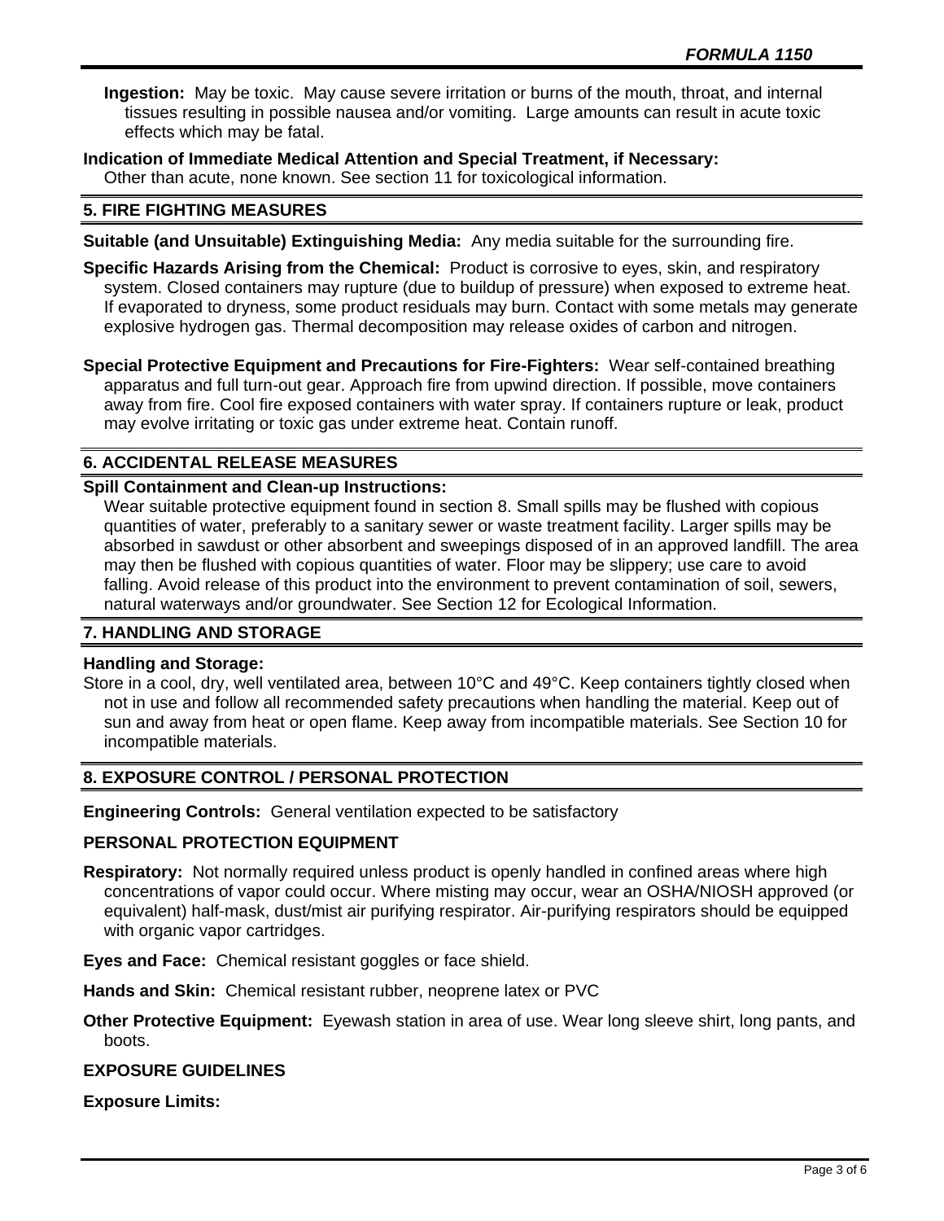**Ingestion:** May be toxic. May cause severe irritation or burns of the mouth, throat, and internal tissues resulting in possible nausea and/or vomiting. Large amounts can result in acute toxic effects which may be fatal.

**Indication of Immediate Medical Attention and Special Treatment, if Necessary:**
Other than acute, none known. See section 11 for toxicological information.

## 5. FIRE FIGHTING MEASURES

**Suitable (and Unsuitable) Extinguishing Media:** Any media suitable for the surrounding fire.

**Specific Hazards Arising from the Chemical:** Product is corrosive to eyes, skin, and respiratory system. Closed containers may rupture (due to buildup of pressure) when exposed to extreme heat. If evaporated to dryness, some product residuals may burn. Contact with some metals may generate explosive hydrogen gas. Thermal decomposition may release oxides of carbon and nitrogen.

**Special Protective Equipment and Precautions for Fire-Fighters:** Wear self-contained breathing apparatus and full turn-out gear. Approach fire from upwind direction. If possible, move containers away from fire. Cool fire exposed containers with water spray. If containers rupture or leak, product may evolve irritating or toxic gas under extreme heat. Contain runoff.

## 6. ACCIDENTAL RELEASE MEASURES

**Spill Containment and Clean-up Instructions:**
Wear suitable protective equipment found in section 8. Small spills may be flushed with copious quantities of water, preferably to a sanitary sewer or waste treatment facility. Larger spills may be absorbed in sawdust or other absorbent and sweepings disposed of in an approved landfill. The area may then be flushed with copious quantities of water. Floor may be slippery; use care to avoid falling. Avoid release of this product into the environment to prevent contamination of soil, sewers, natural waterways and/or groundwater. See Section 12 for Ecological Information.

## 7. HANDLING AND STORAGE

**Handling and Storage:**
Store in a cool, dry, well ventilated area, between 10°C and 49°C. Keep containers tightly closed when not in use and follow all recommended safety precautions when handling the material. Keep out of sun and away from heat or open flame. Keep away from incompatible materials. See Section 10 for incompatible materials.

## 8. EXPOSURE CONTROL / PERSONAL PROTECTION

**Engineering Controls:** General ventilation expected to be satisfactory

**PERSONAL PROTECTION EQUIPMENT**

**Respiratory:** Not normally required unless product is openly handled in confined areas where high concentrations of vapor could occur. Where misting may occur, wear an OSHA/NIOSH approved (or equivalent) half-mask, dust/mist air purifying respirator. Air-purifying respirators should be equipped with organic vapor cartridges.

**Eyes and Face:** Chemical resistant goggles or face shield.

**Hands and Skin:** Chemical resistant rubber, neoprene latex or PVC

**Other Protective Equipment:** Eyewash station in area of use. Wear long sleeve shirt, long pants, and boots.

**EXPOSURE GUIDELINES**

**Exposure Limits:**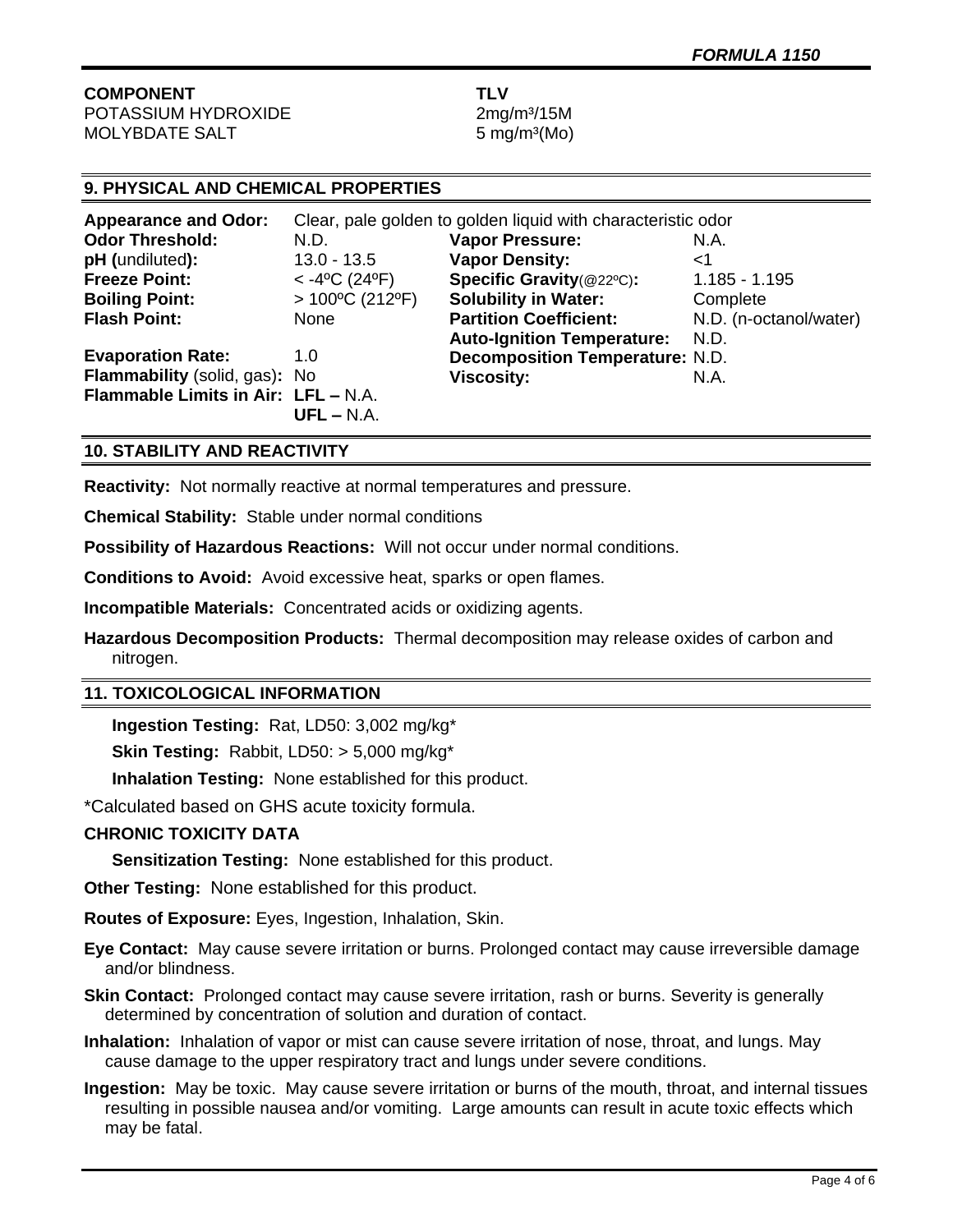| COMPONENT | TLV |
|---|---|
| POTASSIUM HYDROXIDE | 2mg/m³/15M |
| MOLYBDATE SALT | 5 mg/m³(Mo) |

## 9. PHYSICAL AND CHEMICAL PROPERTIES

**Appearance and Odor:** Clear, pale golden to golden liquid with characteristic odor

| | | | |
|---|---|---|---|
| **Odor Threshold:** | N.D. | **Vapor Pressure:** | N.A. |
| **pH (**undiluted**):** | 13.0 - 13.5 | **Vapor Density:** | <1 |
| **Freeze Point:** | < -4ºC (24ºF) | **Specific Gravity**(@22ºC)**:** | 1.185 - 1.195 |
| **Boiling Point:** | > 100ºC (212ºF) | **Solubility in Water:** | Complete |
| **Flash Point:** | None | **Partition Coefficient:** | N.D. (n-octanol/water) |
| | | **Auto-Ignition Temperature:** | N.D. |
| **Evaporation Rate:** | 1.0 | **Decomposition Temperature:** | N.D. |
| **Flammability** (solid, gas)**:** | No | **Viscosity:** | N.A. |
| **Flammable Limits in Air:** | **LFL –** N.A. **UFL –** N.A. | | |

## 10. STABILITY AND REACTIVITY

**Reactivity:** Not normally reactive at normal temperatures and pressure.

**Chemical Stability:** Stable under normal conditions

**Possibility of Hazardous Reactions:** Will not occur under normal conditions.

**Conditions to Avoid:** Avoid excessive heat, sparks or open flames.

**Incompatible Materials:** Concentrated acids or oxidizing agents.

**Hazardous Decomposition Products:** Thermal decomposition may release oxides of carbon and nitrogen.

## 11. TOXICOLOGICAL INFORMATION

**Ingestion Testing:** Rat, LD50: 3,002 mg/kg*

**Skin Testing:** Rabbit, LD50: > 5,000 mg/kg*

**Inhalation Testing:** None established for this product.

*Calculated based on GHS acute toxicity formula.

**CHRONIC TOXICITY DATA**

**Sensitization Testing:** None established for this product.

**Other Testing:** None established for this product.

**Routes of Exposure:** Eyes, Ingestion, Inhalation, Skin.

**Eye Contact:** May cause severe irritation or burns. Prolonged contact may cause irreversible damage and/or blindness.

**Skin Contact:** Prolonged contact may cause severe irritation, rash or burns. Severity is generally determined by concentration of solution and duration of contact.

**Inhalation:** Inhalation of vapor or mist can cause severe irritation of nose, throat, and lungs. May cause damage to the upper respiratory tract and lungs under severe conditions.

**Ingestion:** May be toxic. May cause severe irritation or burns of the mouth, throat, and internal tissues resulting in possible nausea and/or vomiting. Large amounts can result in acute toxic effects which may be fatal.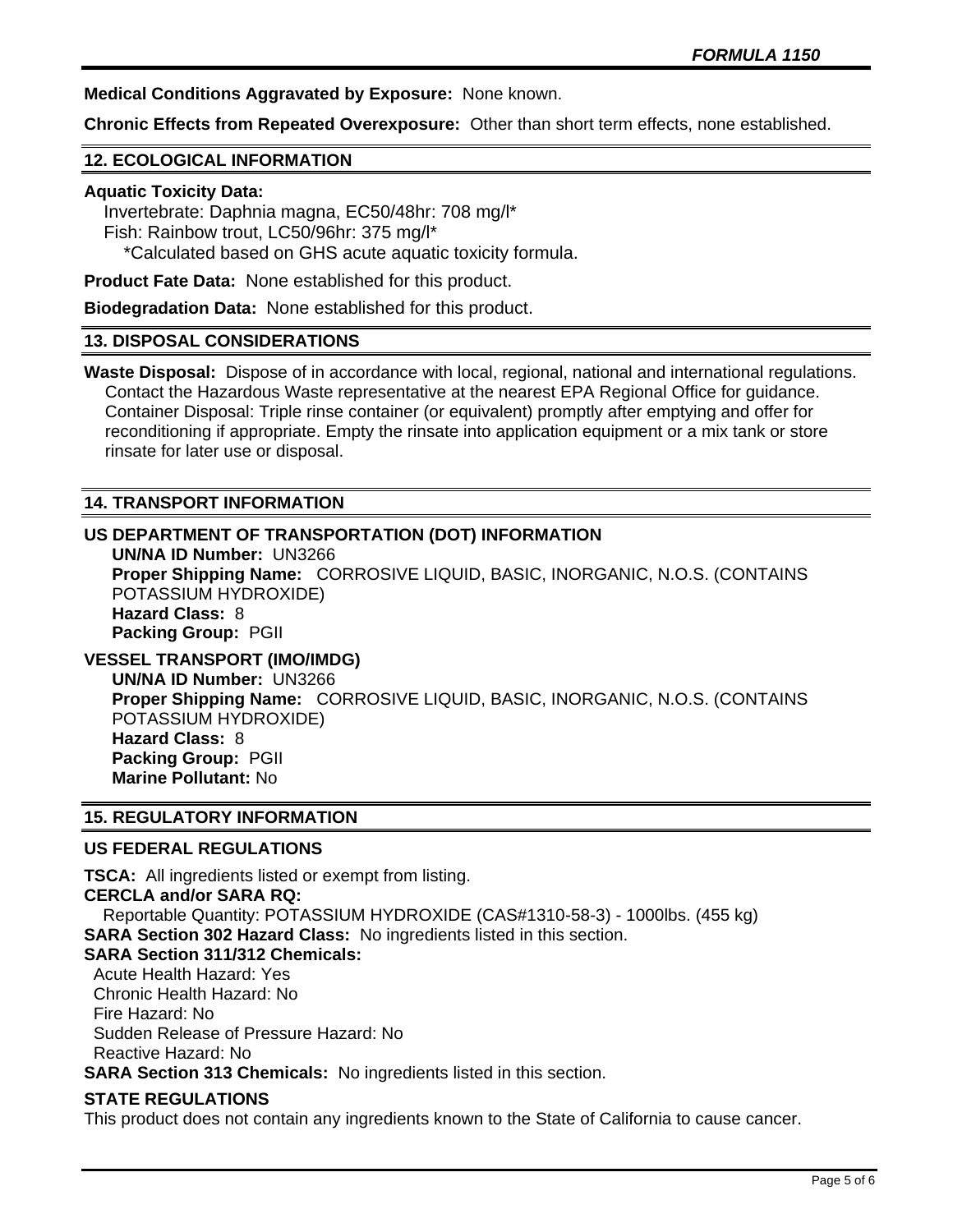**Medical Conditions Aggravated by Exposure:** None known.

**Chronic Effects from Repeated Overexposure:** Other than short term effects, none established.

## 12. ECOLOGICAL INFORMATION

**Aquatic Toxicity Data:**

Invertebrate: Daphnia magna, EC50/48hr: 708 mg/l*
Fish: Rainbow trout, LC50/96hr: 375 mg/l*
*Calculated based on GHS acute aquatic toxicity formula.

**Product Fate Data:** None established for this product.

**Biodegradation Data:** None established for this product.

## 13. DISPOSAL CONSIDERATIONS

**Waste Disposal:** Dispose of in accordance with local, regional, national and international regulations. Contact the Hazardous Waste representative at the nearest EPA Regional Office for guidance. Container Disposal: Triple rinse container (or equivalent) promptly after emptying and offer for reconditioning if appropriate. Empty the rinsate into application equipment or a mix tank or store rinsate for later use or disposal.

## 14. TRANSPORT INFORMATION

### US DEPARTMENT OF TRANSPORTATION (DOT) INFORMATION

**UN/NA ID Number:** UN3266
**Proper Shipping Name:** CORROSIVE LIQUID, BASIC, INORGANIC, N.O.S. (CONTAINS POTASSIUM HYDROXIDE)
**Hazard Class:** 8
**Packing Group:** PGII

### VESSEL TRANSPORT (IMO/IMDG)

**UN/NA ID Number:** UN3266
**Proper Shipping Name:** CORROSIVE LIQUID, BASIC, INORGANIC, N.O.S. (CONTAINS POTASSIUM HYDROXIDE)
**Hazard Class:** 8
**Packing Group:** PGII
**Marine Pollutant:** No

## 15. REGULATORY INFORMATION

### US FEDERAL REGULATIONS

**TSCA:** All ingredients listed or exempt from listing.
**CERCLA and/or SARA RQ:**
Reportable Quantity: POTASSIUM HYDROXIDE (CAS#1310-58-3) - 1000lbs. (455 kg)
**SARA Section 302 Hazard Class:** No ingredients listed in this section.
**SARA Section 311/312 Chemicals:**
Acute Health Hazard: Yes
Chronic Health Hazard: No
Fire Hazard: No
Sudden Release of Pressure Hazard: No
Reactive Hazard: No
**SARA Section 313 Chemicals:** No ingredients listed in this section.

### STATE REGULATIONS

This product does not contain any ingredients known to the State of California to cause cancer.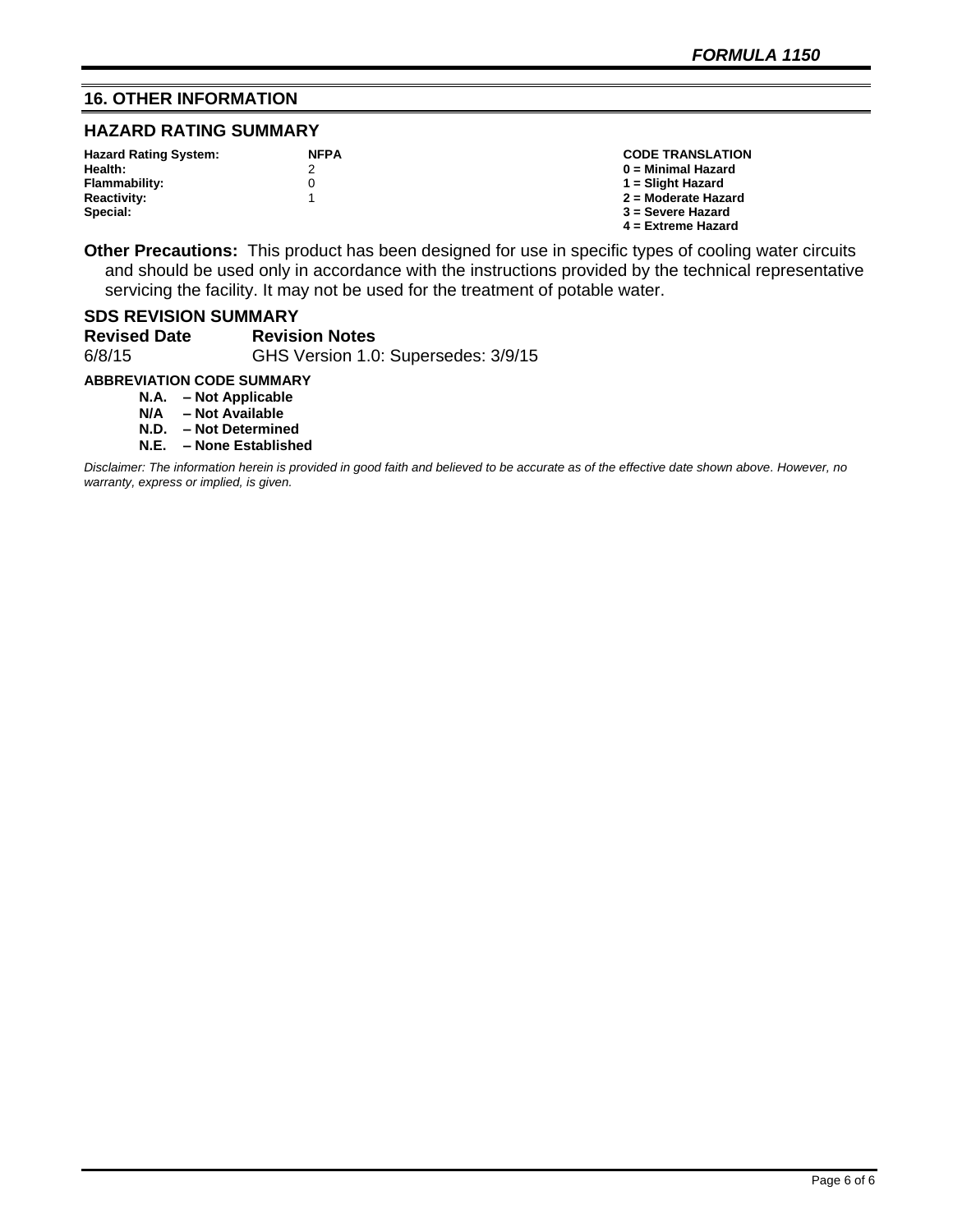## 16. OTHER INFORMATION

### HAZARD RATING SUMMARY

| Hazard Rating System: | NFPA | CODE TRANSLATION |
|---|---|---|
| Health: | 2 | 0 = Minimal Hazard |
| Flammability: | 0 | 1 = Slight Hazard |
| Reactivity: | 1 | 2 = Moderate Hazard |
| Special: | | 3 = Severe Hazard |
| | | 4 = Extreme Hazard |

**Other Precautions:** This product has been designed for use in specific types of cooling water circuits and should be used only in accordance with the instructions provided by the technical representative servicing the facility. It may not be used for the treatment of potable water.

### SDS REVISION SUMMARY

| Revised Date | Revision Notes |
|---|---|
| 6/8/15 | GHS Version 1.0: Supersedes: 3/9/15 |

**ABBREVIATION CODE SUMMARY**

- **N.A. – Not Applicable**
- **N/A – Not Available**
- **N.D. – Not Determined**
- **N.E. – None Established**

*Disclaimer: The information herein is provided in good faith and believed to be accurate as of the effective date shown above. However, no warranty, express or implied, is given.*